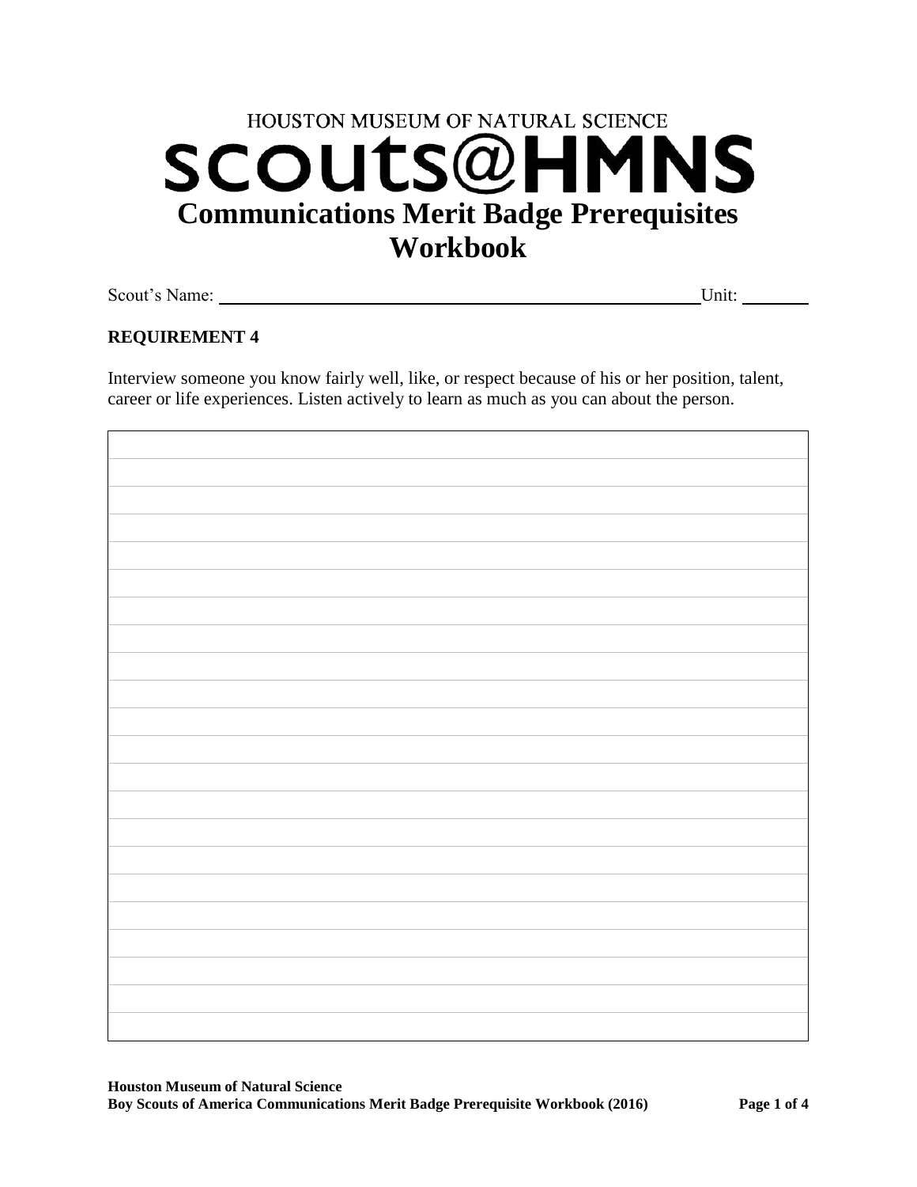HOUSTON MUSEUM OF NATURAL SCIENCE

# scouts@HMNS

# Communications Merit Badge Prerequisites Workbook

Scout's Name: ______________________________________________ Unit: ________

**REQUIREMENT 4**

Interview someone you know fairly well, like, or respect because of his or her position, talent, career or life experiences. Listen actively to learn as much as you can about the person.

|  |
| --- |
|  |
|  |
|  |
|  |
|  |
|  |
|  |
|  |
|  |
|  |
|  |
|  |
|  |
|  |
|  |
|  |
|  |
|  |
|  |
|  |
|  |

**Houston Museum of Natural Science**
**Boy Scouts of America Communications Merit Badge Prerequisite Workbook (2016)**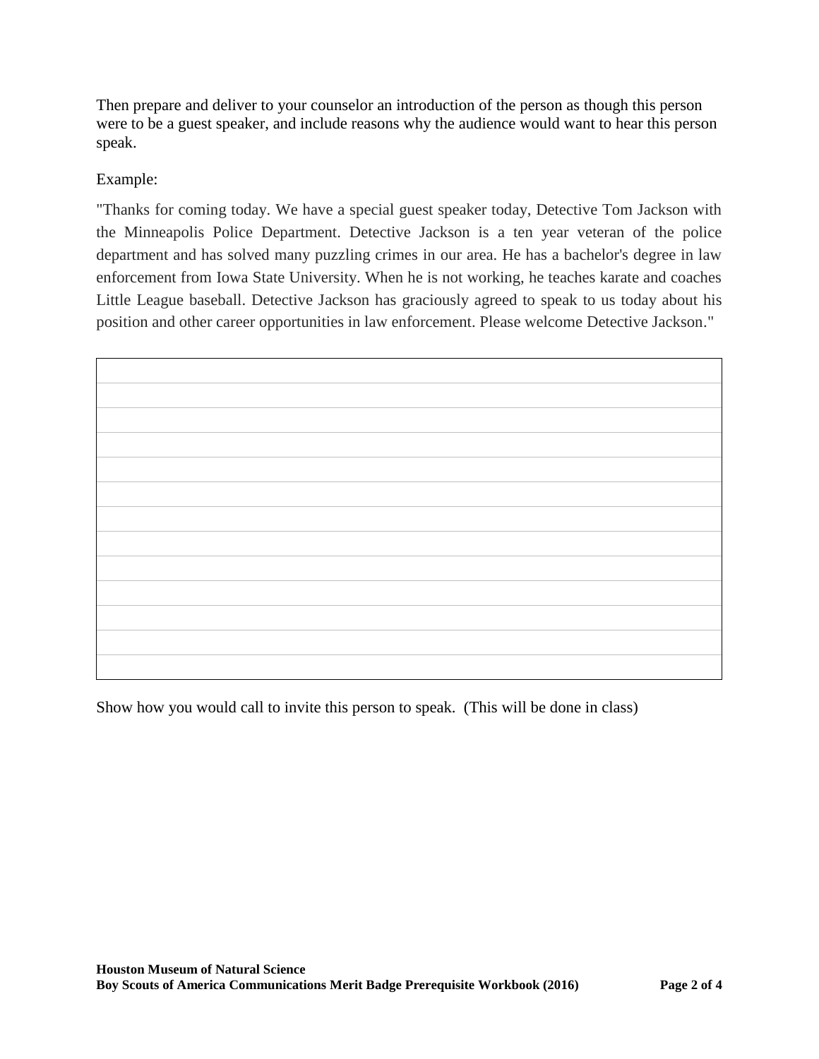Then prepare and deliver to your counselor an introduction of the person as though this person were to be a guest speaker, and include reasons why the audience would want to hear this person speak.

Example:

"Thanks for coming today. We have a special guest speaker today, Detective Tom Jackson with the Minneapolis Police Department. Detective Jackson is a ten year veteran of the police department and has solved many puzzling crimes in our area. He has a bachelor's degree in law enforcement from Iowa State University. When he is not working, he teaches karate and coaches Little League baseball. Detective Jackson has graciously agreed to speak to us today about his position and other career opportunities in law enforcement. Please welcome Detective Jackson."

| |
|---|
| |
| |
| |
| |
| |
| |
| |
| |
| |
| |
| |
| |

Show how you would call to invite this person to speak. (This will be done in class)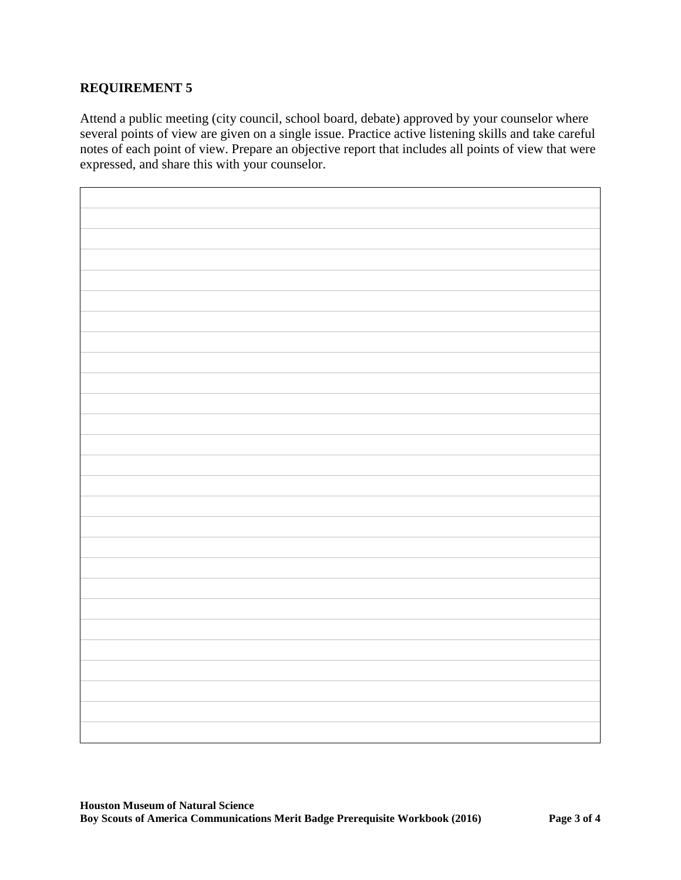## REQUIREMENT 5

Attend a public meeting (city council, school board, debate) approved by your counselor where several points of view are given on a single issue. Practice active listening skills and take careful notes of each point of view. Prepare an objective report that includes all points of view that were expressed, and share this with your counselor.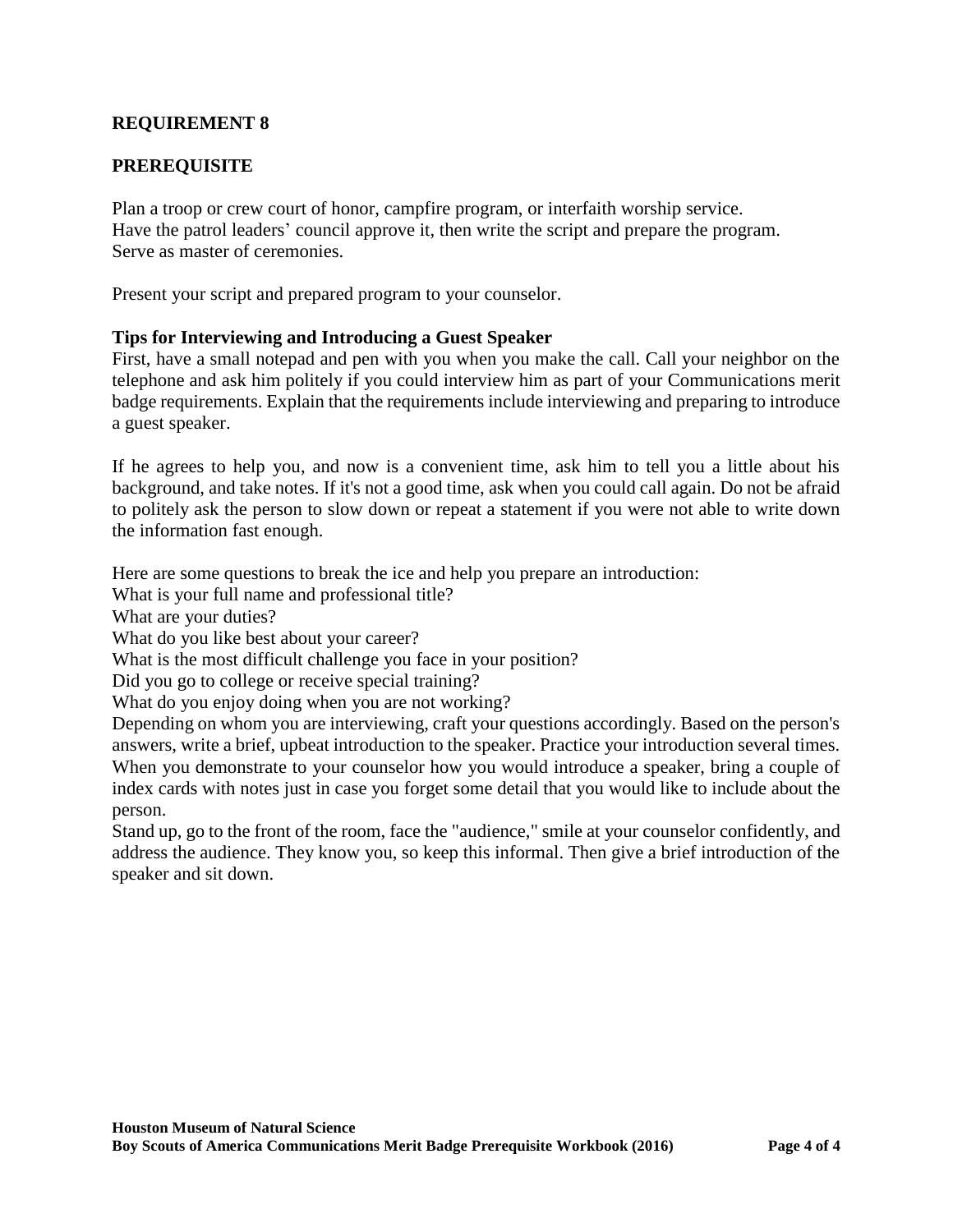## REQUIREMENT 8

## PREREQUISITE

Plan a troop or crew court of honor, campfire program, or interfaith worship service.
Have the patrol leaders' council approve it, then write the script and prepare the program.
Serve as master of ceremonies.

Present your script and prepared program to your counselor.

**Tips for Interviewing and Introducing a Guest Speaker**

First, have a small notepad and pen with you when you make the call. Call your neighbor on the telephone and ask him politely if you could interview him as part of your Communications merit badge requirements. Explain that the requirements include interviewing and preparing to introduce a guest speaker.

If he agrees to help you, and now is a convenient time, ask him to tell you a little about his background, and take notes. If it's not a good time, ask when you could call again. Do not be afraid to politely ask the person to slow down or repeat a statement if you were not able to write down the information fast enough.

Here are some questions to break the ice and help you prepare an introduction:

What is your full name and professional title?

What are your duties?

What do you like best about your career?

What is the most difficult challenge you face in your position?

Did you go to college or receive special training?

What do you enjoy doing when you are not working?

Depending on whom you are interviewing, craft your questions accordingly. Based on the person's answers, write a brief, upbeat introduction to the speaker. Practice your introduction several times. When you demonstrate to your counselor how you would introduce a speaker, bring a couple of index cards with notes just in case you forget some detail that you would like to include about the person.

Stand up, go to the front of the room, face the "audience," smile at your counselor confidently, and address the audience. They know you, so keep this informal. Then give a brief introduction of the speaker and sit down.